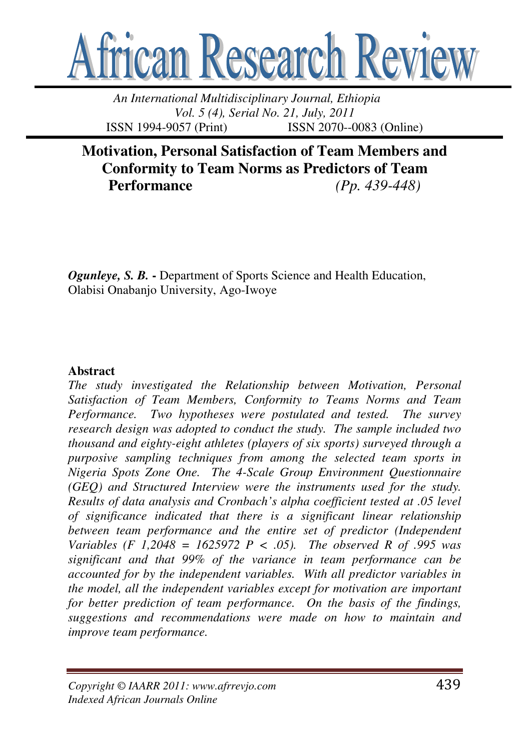# Motivation, Personal Satisfaction of Team Members and Conformity to Team Norms as Predictors of Team Performance

***Ogunleye, S. B.*** **-** Department of Sports Science and Health Education, Olabisi Onabanjo University, Ago-Iwoye

## Abstract

*The study investigated the Relationship between Motivation, Personal Satisfaction of Team Members, Conformity to Teams Norms and Team Performance. Two hypotheses were postulated and tested. The survey research design was adopted to conduct the study. The sample included two thousand and eighty-eight athletes (players of six sports) surveyed through a purposive sampling techniques from among the selected team sports in Nigeria Spots Zone One. The 4-Scale Group Environment Questionnaire (GEQ) and Structured Interview were the instruments used for the study. Results of data analysis and Cronbach's alpha coefficient tested at .05 level of significance indicated that there is a significant linear relationship between team performance and the entire set of predictor (Independent Variables ($F$ 1,2048 = 1625972 $P < .05$). The observed R of .995 was significant and that 99% of the variance in team performance can be accounted for by the independent variables. With all predictor variables in the model, all the independent variables except for motivation are important for better prediction of team performance. On the basis of the findings, suggestions and recommendations were made on how to maintain and improve team performance.*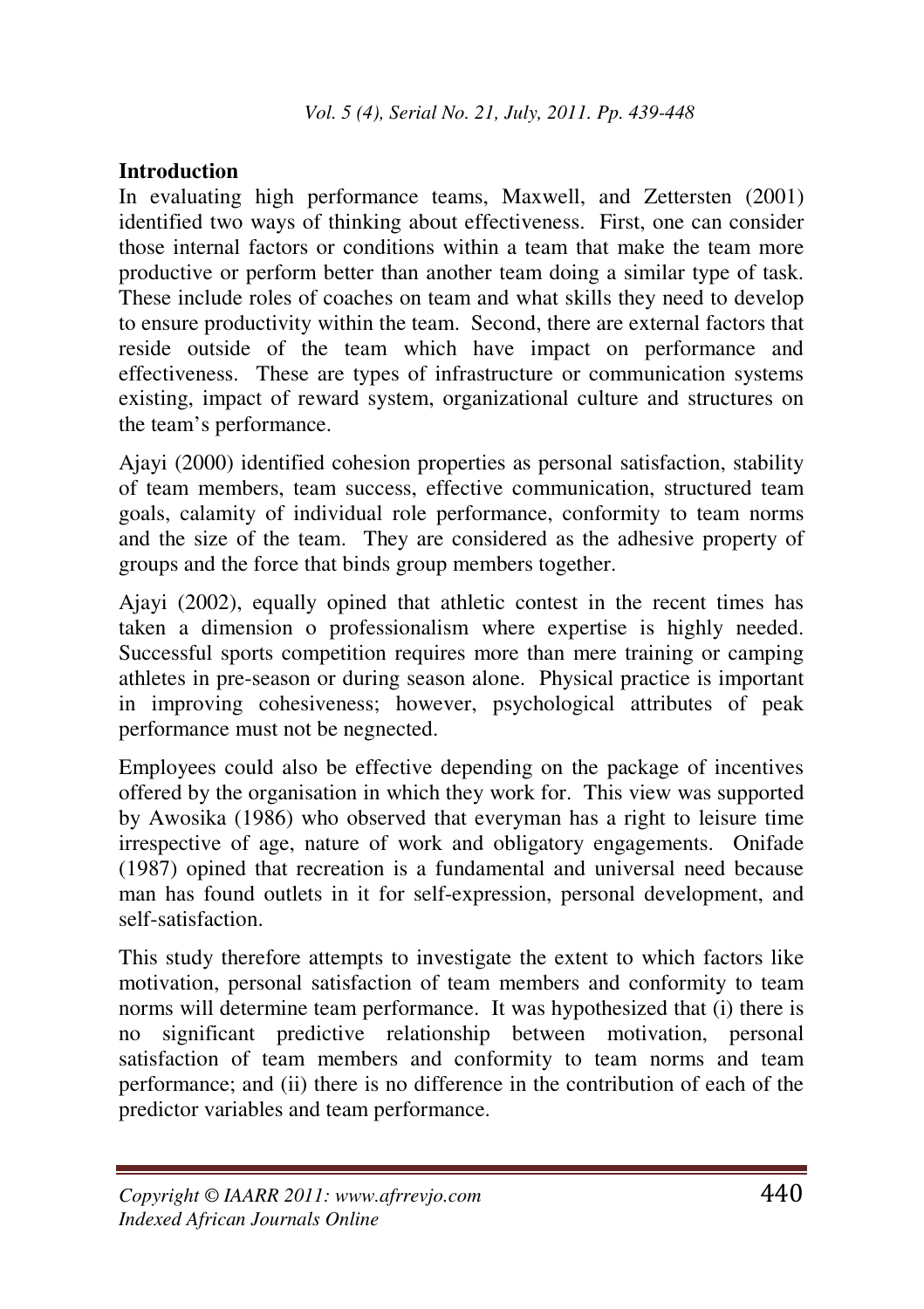## Introduction

In evaluating high performance teams, Maxwell, and Zettersten (2001) identified two ways of thinking about effectiveness. First, one can consider those internal factors or conditions within a team that make the team more productive or perform better than another team doing a similar type of task. These include roles of coaches on team and what skills they need to develop to ensure productivity within the team. Second, there are external factors that reside outside of the team which have impact on performance and effectiveness. These are types of infrastructure or communication systems existing, impact of reward system, organizational culture and structures on the team's performance.

Ajayi (2000) identified cohesion properties as personal satisfaction, stability of team members, team success, effective communication, structured team goals, calamity of individual role performance, conformity to team norms and the size of the team. They are considered as the adhesive property of groups and the force that binds group members together.

Ajayi (2002), equally opined that athletic contest in the recent times has taken a dimension o professionalism where expertise is highly needed. Successful sports competition requires more than mere training or camping athletes in pre-season or during season alone. Physical practice is important in improving cohesiveness; however, psychological attributes of peak performance must not be negnected.

Employees could also be effective depending on the package of incentives offered by the organisation in which they work for. This view was supported by Awosika (1986) who observed that everyman has a right to leisure time irrespective of age, nature of work and obligatory engagements. Onifade (1987) opined that recreation is a fundamental and universal need because man has found outlets in it for self-expression, personal development, and self-satisfaction.

This study therefore attempts to investigate the extent to which factors like motivation, personal satisfaction of team members and conformity to team norms will determine team performance. It was hypothesized that (i) there is no significant predictive relationship between motivation, personal satisfaction of team members and conformity to team norms and team performance; and (ii) there is no difference in the contribution of each of the predictor variables and team performance.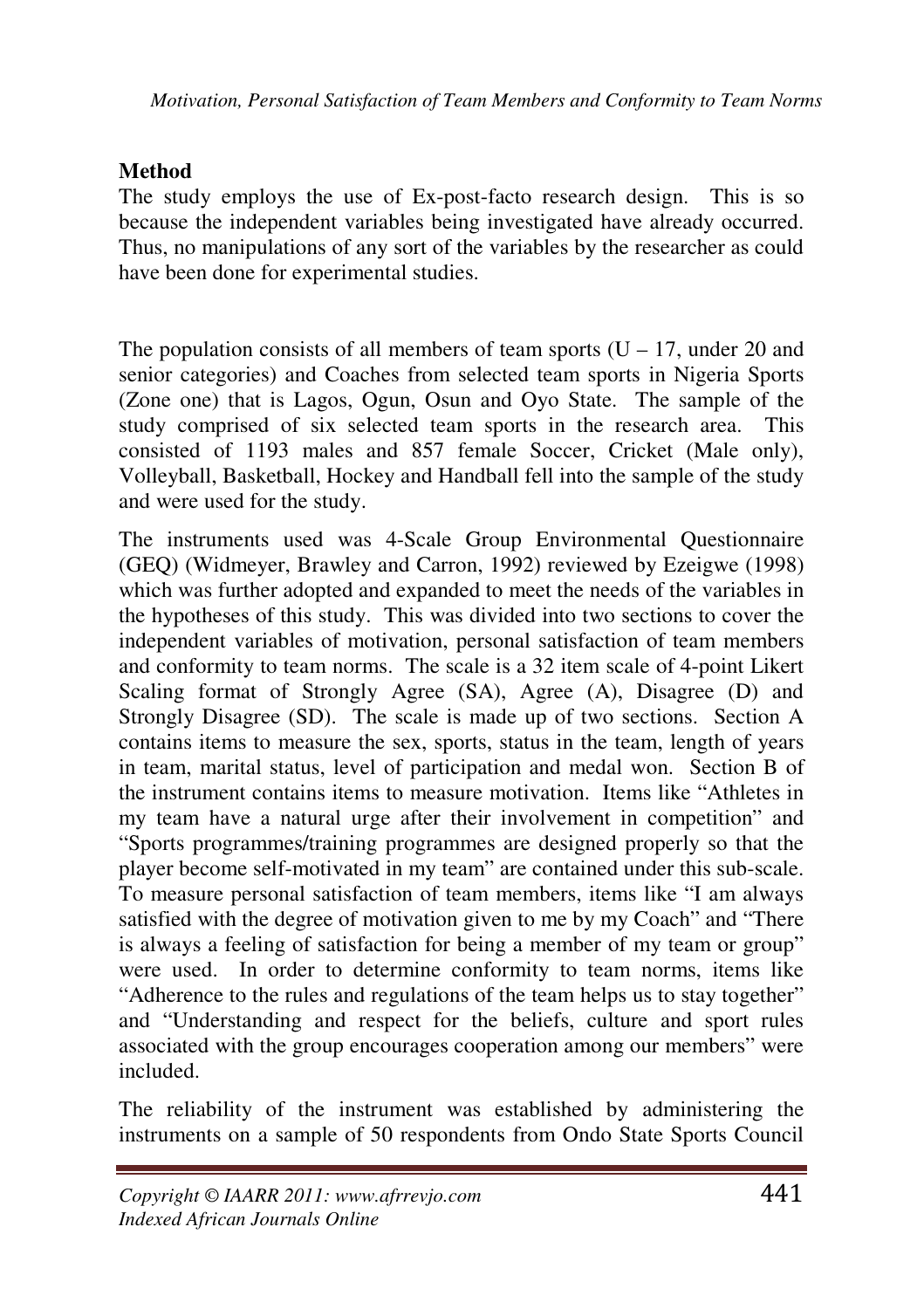## Method

The study employs the use of Ex-post-facto research design. This is so because the independent variables being investigated have already occurred. Thus, no manipulations of any sort of the variables by the researcher as could have been done for experimental studies.

The population consists of all members of team sports (U – 17, under 20 and senior categories) and Coaches from selected team sports in Nigeria Sports (Zone one) that is Lagos, Ogun, Osun and Oyo State. The sample of the study comprised of six selected team sports in the research area. This consisted of 1193 males and 857 female Soccer, Cricket (Male only), Volleyball, Basketball, Hockey and Handball fell into the sample of the study and were used for the study.

The instruments used was 4-Scale Group Environmental Questionnaire (GEQ) (Widmeyer, Brawley and Carron, 1992) reviewed by Ezeigwe (1998) which was further adopted and expanded to meet the needs of the variables in the hypotheses of this study. This was divided into two sections to cover the independent variables of motivation, personal satisfaction of team members and conformity to team norms. The scale is a 32 item scale of 4-point Likert Scaling format of Strongly Agree (SA), Agree (A), Disagree (D) and Strongly Disagree (SD). The scale is made up of two sections. Section A contains items to measure the sex, sports, status in the team, length of years in team, marital status, level of participation and medal won. Section B of the instrument contains items to measure motivation. Items like "Athletes in my team have a natural urge after their involvement in competition" and "Sports programmes/training programmes are designed properly so that the player become self-motivated in my team" are contained under this sub-scale. To measure personal satisfaction of team members, items like "I am always satisfied with the degree of motivation given to me by my Coach" and "There is always a feeling of satisfaction for being a member of my team or group" were used. In order to determine conformity to team norms, items like "Adherence to the rules and regulations of the team helps us to stay together" and "Understanding and respect for the beliefs, culture and sport rules associated with the group encourages cooperation among our members" were included.

The reliability of the instrument was established by administering the instruments on a sample of 50 respondents from Ondo State Sports Council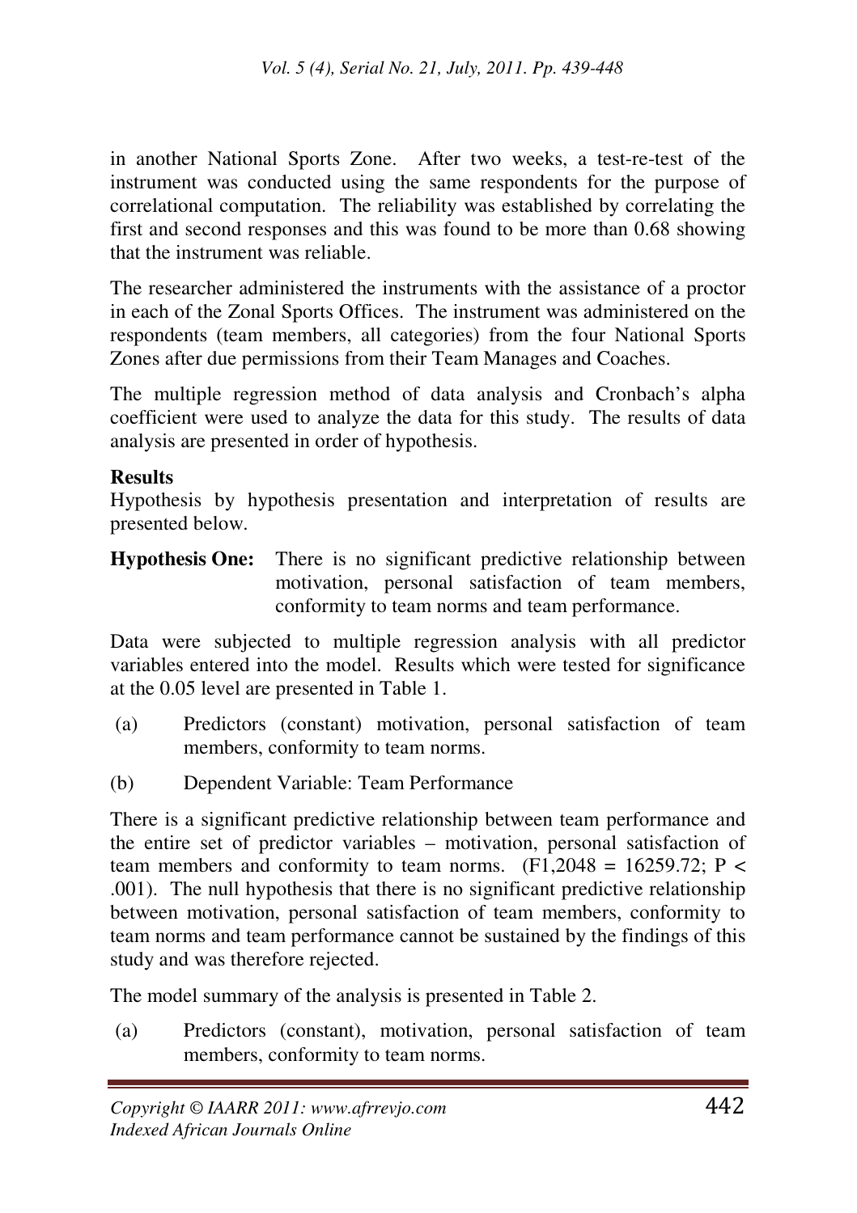in another National Sports Zone. After two weeks, a test-re-test of the instrument was conducted using the same respondents for the purpose of correlational computation. The reliability was established by correlating the first and second responses and this was found to be more than 0.68 showing that the instrument was reliable.

The researcher administered the instruments with the assistance of a proctor in each of the Zonal Sports Offices. The instrument was administered on the respondents (team members, all categories) from the four National Sports Zones after due permissions from their Team Manages and Coaches.

The multiple regression method of data analysis and Cronbach's alpha coefficient were used to analyze the data for this study. The results of data analysis are presented in order of hypothesis.

**Results**

Hypothesis by hypothesis presentation and interpretation of results are presented below.

**Hypothesis One:** There is no significant predictive relationship between motivation, personal satisfaction of team members, conformity to team norms and team performance.

Data were subjected to multiple regression analysis with all predictor variables entered into the model. Results which were tested for significance at the 0.05 level are presented in Table 1.

(a) Predictors (constant) motivation, personal satisfaction of team members, conformity to team norms.

(b) Dependent Variable: Team Performance

There is a significant predictive relationship between team performance and the entire set of predictor variables – motivation, personal satisfaction of team members and conformity to team norms. ($F_{1,2048} = 16259.72$; $P < .001$). The null hypothesis that there is no significant predictive relationship between motivation, personal satisfaction of team members, conformity to team norms and team performance cannot be sustained by the findings of this study and was therefore rejected.

The model summary of the analysis is presented in Table 2.

(a) Predictors (constant), motivation, personal satisfaction of team members, conformity to team norms.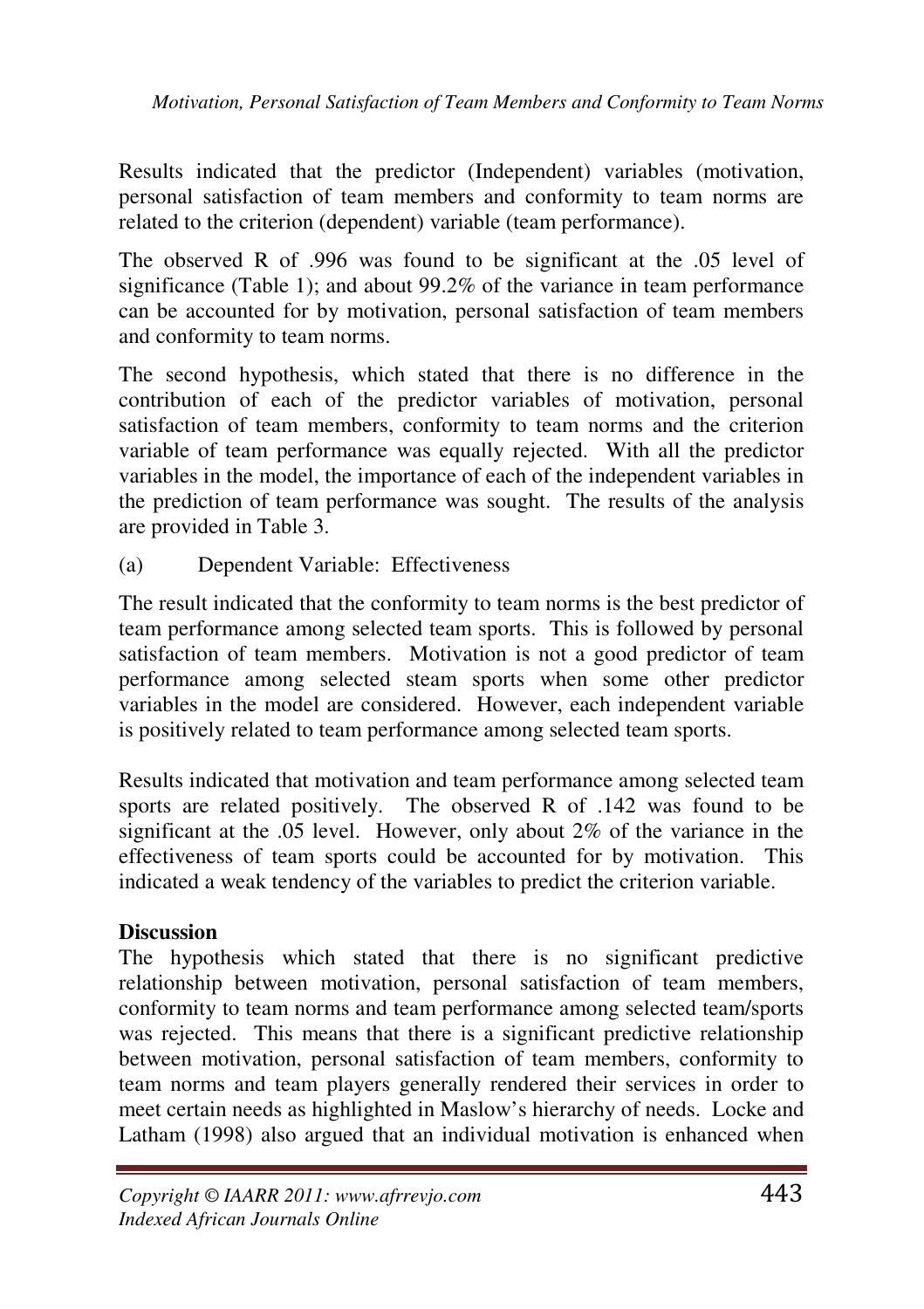Results indicated that the predictor (Independent) variables (motivation, personal satisfaction of team members and conformity to team norms are related to the criterion (dependent) variable (team performance).

The observed R of .996 was found to be significant at the .05 level of significance (Table 1); and about 99.2% of the variance in team performance can be accounted for by motivation, personal satisfaction of team members and conformity to team norms.

The second hypothesis, which stated that there is no difference in the contribution of each of the predictor variables of motivation, personal satisfaction of team members, conformity to team norms and the criterion variable of team performance was equally rejected. With all the predictor variables in the model, the importance of each of the independent variables in the prediction of team performance was sought. The results of the analysis are provided in Table 3.

(a) Dependent Variable: Effectiveness

The result indicated that the conformity to team norms is the best predictor of team performance among selected team sports. This is followed by personal satisfaction of team members. Motivation is not a good predictor of team performance among selected steam sports when some other predictor variables in the model are considered. However, each independent variable is positively related to team performance among selected team sports.

Results indicated that motivation and team performance among selected team sports are related positively. The observed R of .142 was found to be significant at the .05 level. However, only about 2% of the variance in the effectiveness of team sports could be accounted for by motivation. This indicated a weak tendency of the variables to predict the criterion variable.

**Discussion**

The hypothesis which stated that there is no significant predictive relationship between motivation, personal satisfaction of team members, conformity to team norms and team performance among selected team/sports was rejected. This means that there is a significant predictive relationship between motivation, personal satisfaction of team members, conformity to team norms and team players generally rendered their services in order to meet certain needs as highlighted in Maslow's hierarchy of needs. Locke and Latham (1998) also argued that an individual motivation is enhanced when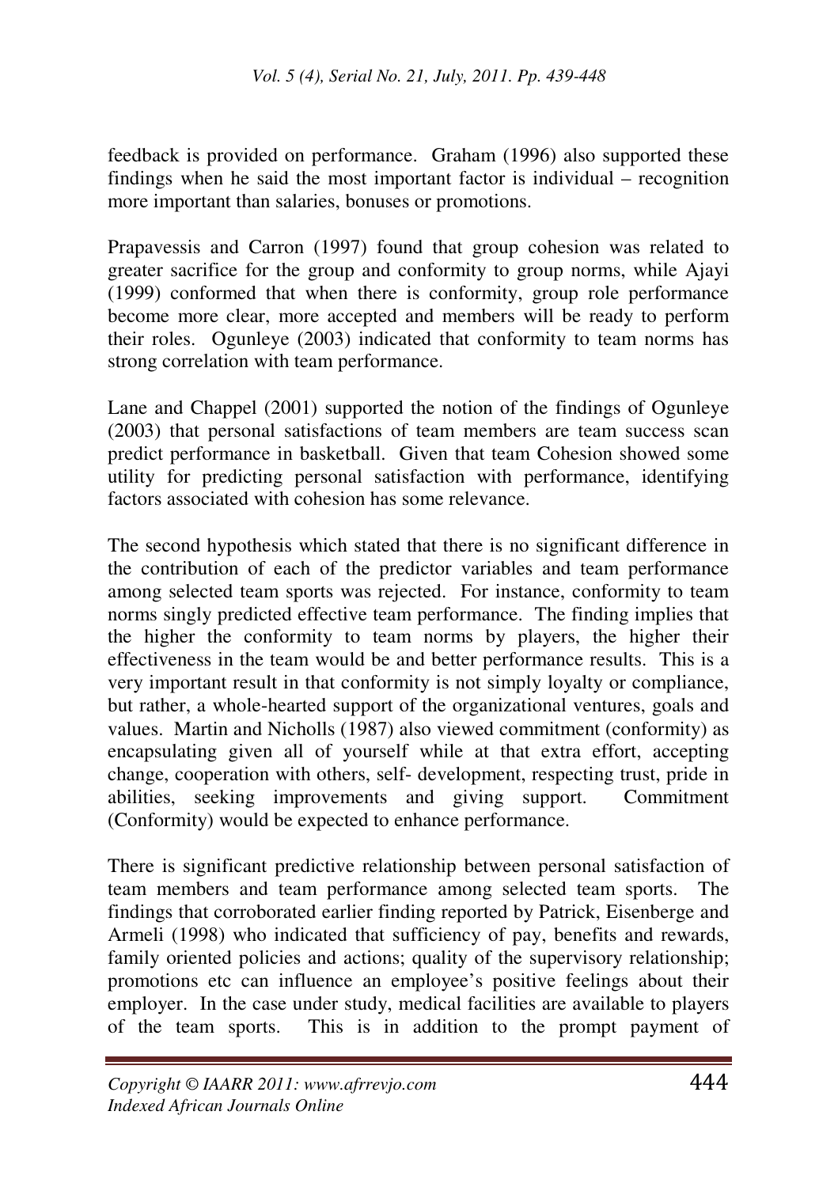feedback is provided on performance. Graham (1996) also supported these findings when he said the most important factor is individual – recognition more important than salaries, bonuses or promotions.

Prapavessis and Carron (1997) found that group cohesion was related to greater sacrifice for the group and conformity to group norms, while Ajayi (1999) conformed that when there is conformity, group role performance become more clear, more accepted and members will be ready to perform their roles. Ogunleye (2003) indicated that conformity to team norms has strong correlation with team performance.

Lane and Chappel (2001) supported the notion of the findings of Ogunleye (2003) that personal satisfactions of team members are team success scan predict performance in basketball. Given that team Cohesion showed some utility for predicting personal satisfaction with performance, identifying factors associated with cohesion has some relevance.

The second hypothesis which stated that there is no significant difference in the contribution of each of the predictor variables and team performance among selected team sports was rejected. For instance, conformity to team norms singly predicted effective team performance. The finding implies that the higher the conformity to team norms by players, the higher their effectiveness in the team would be and better performance results. This is a very important result in that conformity is not simply loyalty or compliance, but rather, a whole-hearted support of the organizational ventures, goals and values. Martin and Nicholls (1987) also viewed commitment (conformity) as encapsulating given all of yourself while at that extra effort, accepting change, cooperation with others, self- development, respecting trust, pride in abilities, seeking improvements and giving support. Commitment (Conformity) would be expected to enhance performance.

There is significant predictive relationship between personal satisfaction of team members and team performance among selected team sports. The findings that corroborated earlier finding reported by Patrick, Eisenberge and Armeli (1998) who indicated that sufficiency of pay, benefits and rewards, family oriented policies and actions; quality of the supervisory relationship; promotions etc can influence an employee's positive feelings about their employer. In the case under study, medical facilities are available to players of the team sports. This is in addition to the prompt payment of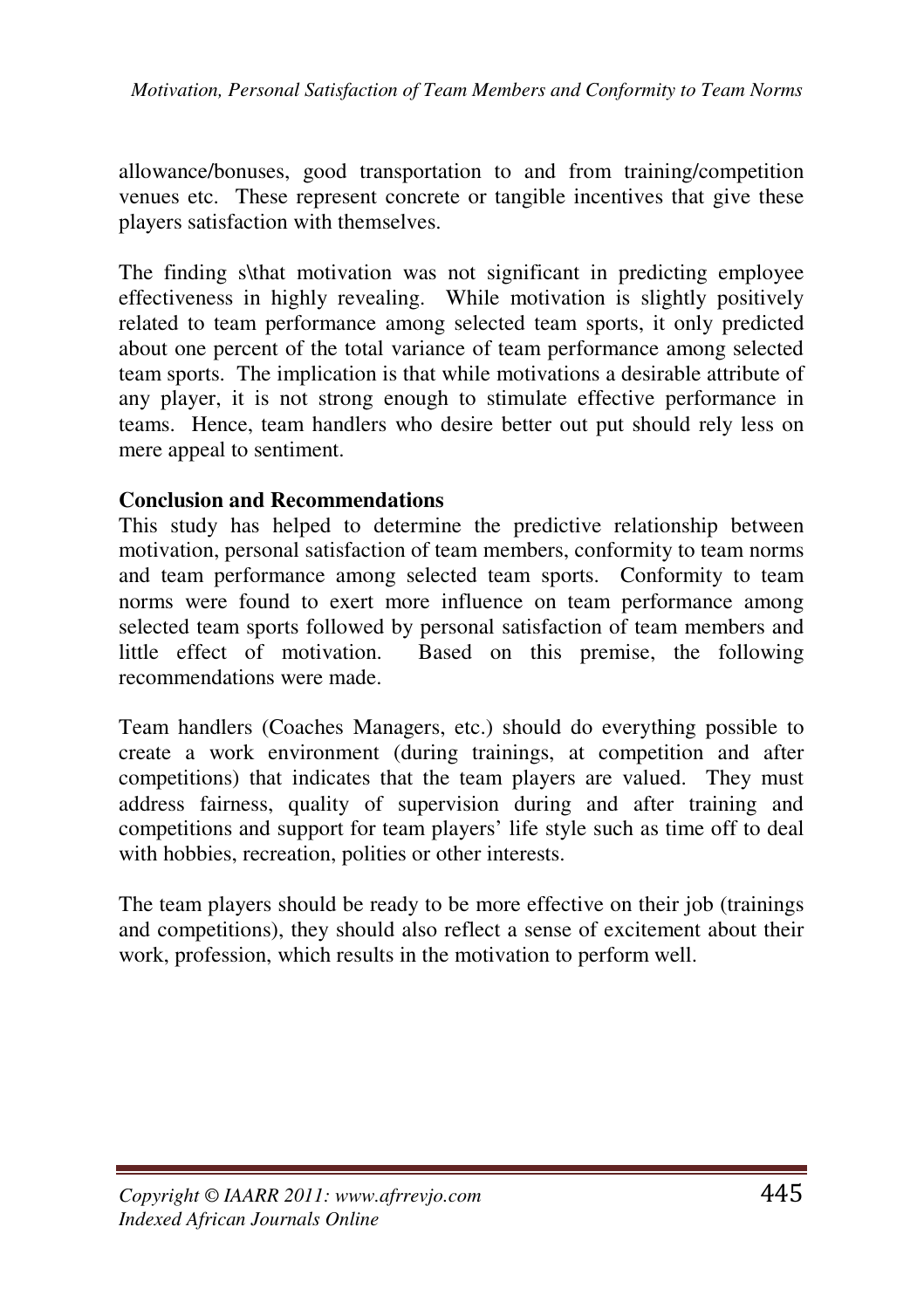allowance/bonuses, good transportation to and from training/competition venues etc. These represent concrete or tangible incentives that give these players satisfaction with themselves.

The finding s\that motivation was not significant in predicting employee effectiveness in highly revealing. While motivation is slightly positively related to team performance among selected team sports, it only predicted about one percent of the total variance of team performance among selected team sports. The implication is that while motivations a desirable attribute of any player, it is not strong enough to stimulate effective performance in teams. Hence, team handlers who desire better out put should rely less on mere appeal to sentiment.

**Conclusion and Recommendations**

This study has helped to determine the predictive relationship between motivation, personal satisfaction of team members, conformity to team norms and team performance among selected team sports. Conformity to team norms were found to exert more influence on team performance among selected team sports followed by personal satisfaction of team members and little effect of motivation. Based on this premise, the following recommendations were made.

Team handlers (Coaches Managers, etc.) should do everything possible to create a work environment (during trainings, at competition and after competitions) that indicates that the team players are valued. They must address fairness, quality of supervision during and after training and competitions and support for team players' life style such as time off to deal with hobbies, recreation, polities or other interests.

The team players should be ready to be more effective on their job (trainings and competitions), they should also reflect a sense of excitement about their work, profession, which results in the motivation to perform well.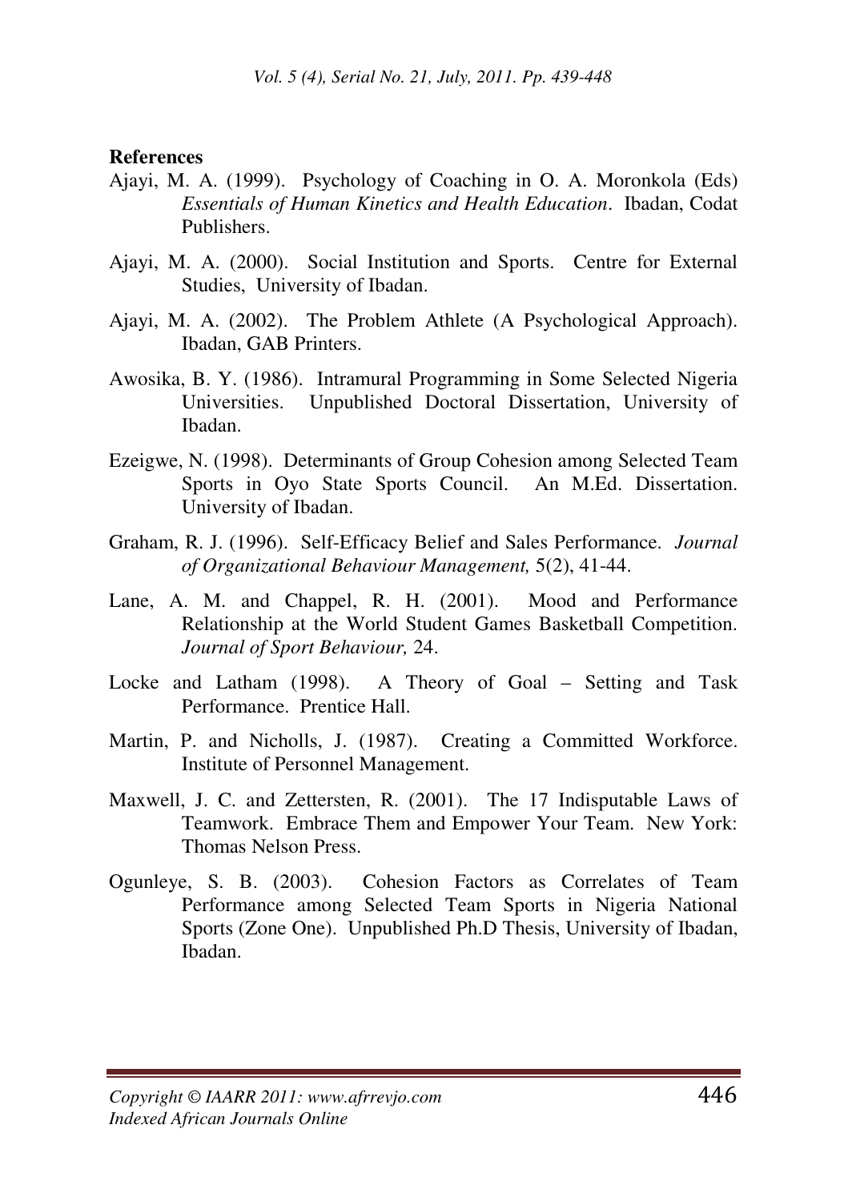**References**

Ajayi, M. A. (1999). Psychology of Coaching in O. A. Moronkola (Eds) *Essentials of Human Kinetics and Health Education*. Ibadan, Codat Publishers.

Ajayi, M. A. (2000). Social Institution and Sports. Centre for External Studies, University of Ibadan.

Ajayi, M. A. (2002). The Problem Athlete (A Psychological Approach). Ibadan, GAB Printers.

Awosika, B. Y. (1986). Intramural Programming in Some Selected Nigeria Universities. Unpublished Doctoral Dissertation, University of Ibadan.

Ezeigwe, N. (1998). Determinants of Group Cohesion among Selected Team Sports in Oyo State Sports Council. An M.Ed. Dissertation. University of Ibadan.

Graham, R. J. (1996). Self-Efficacy Belief and Sales Performance. *Journal of Organizational Behaviour Management,* 5(2), 41-44.

Lane, A. M. and Chappel, R. H. (2001). Mood and Performance Relationship at the World Student Games Basketball Competition. *Journal of Sport Behaviour,* 24.

Locke and Latham (1998). A Theory of Goal – Setting and Task Performance. Prentice Hall.

Martin, P. and Nicholls, J. (1987). Creating a Committed Workforce. Institute of Personnel Management.

Maxwell, J. C. and Zettersten, R. (2001). The 17 Indisputable Laws of Teamwork. Embrace Them and Empower Your Team. New York: Thomas Nelson Press.

Ogunleye, S. B. (2003). Cohesion Factors as Correlates of Team Performance among Selected Team Sports in Nigeria National Sports (Zone One). Unpublished Ph.D Thesis, University of Ibadan, Ibadan.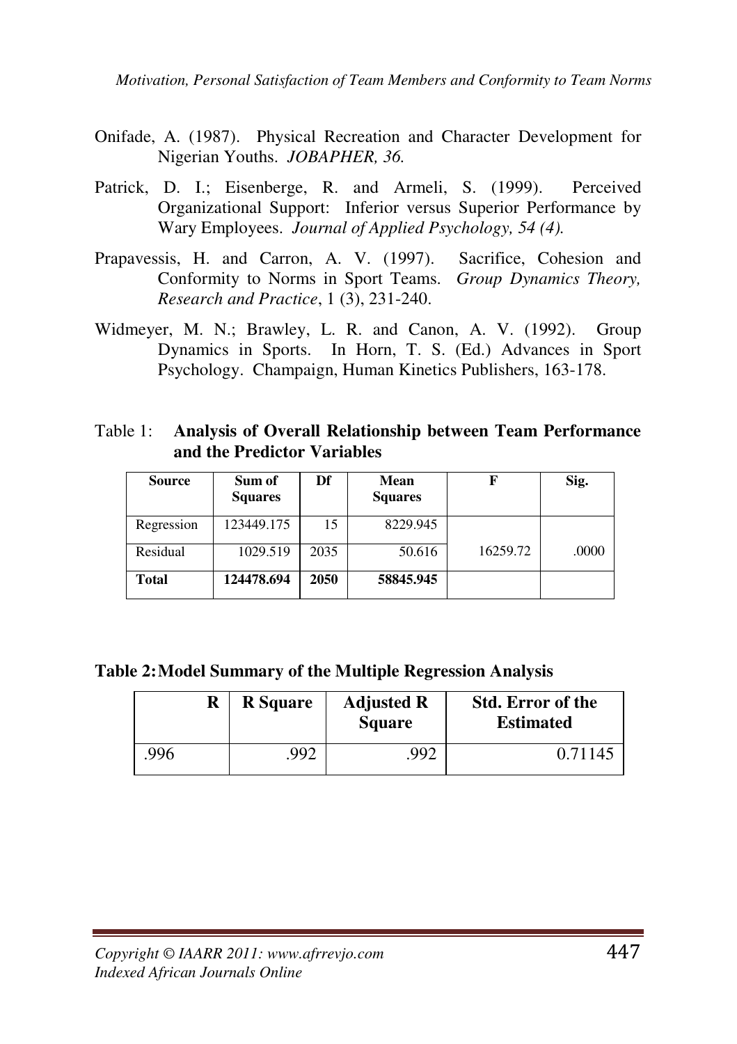Onifade, A. (1987). Physical Recreation and Character Development for Nigerian Youths. *JOBAPHER, 36.*

Patrick, D. I.; Eisenberge, R. and Armeli, S. (1999). Perceived Organizational Support: Inferior versus Superior Performance by Wary Employees. *Journal of Applied Psychology, 54 (4).*

Prapavessis, H. and Carron, A. V. (1997). Sacrifice, Cohesion and Conformity to Norms in Sport Teams. *Group Dynamics Theory, Research and Practice*, 1 (3), 231-240.

Widmeyer, M. N.; Brawley, L. R. and Canon, A. V. (1992). Group Dynamics in Sports. In Horn, T. S. (Ed.) Advances in Sport Psychology. Champaign, Human Kinetics Publishers, 163-178.

Table 1: **Analysis of Overall Relationship between Team Performance and the Predictor Variables**

| Source | Sum of Squares | Df | Mean Squares | F | Sig. |
|---|---|---|---|---|---|
| Regression | 123449.175 | 15 | 8229.945 | | |
| Residual | 1029.519 | 2035 | 50.616 | 16259.72 | .0000 |
| **Total** | **124478.694** | **2050** | **58845.945** | | |

**Table 2: Model Summary of the Multiple Regression Analysis**

| R | R Square | Adjusted R Square | Std. Error of the Estimated |
|---|---|---|---|
| .996 | .992 | .992 | 0.71145 |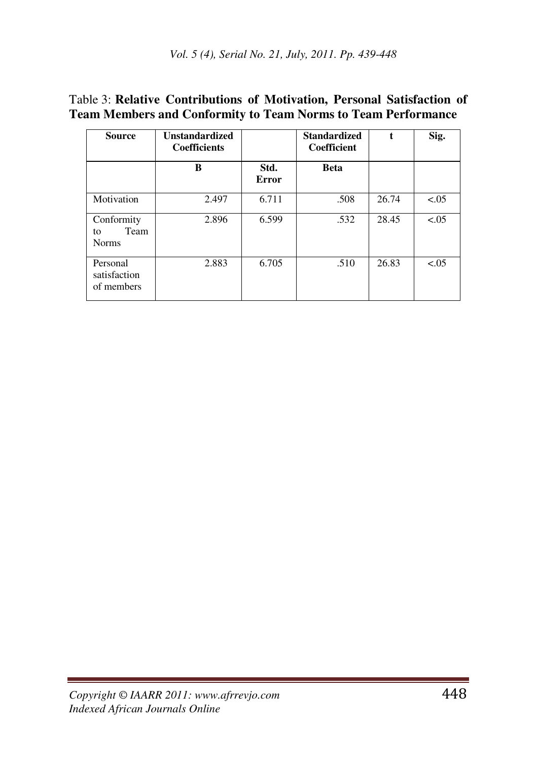Table 3: **Relative Contributions of Motivation, Personal Satisfaction of Team Members and Conformity to Team Norms to Team Performance**

| Source | Unstandardized Coefficients | | Standardized Coefficient | t | Sig. |
|---|---|---|---|---|---|
| | B | Std. Error | Beta | | |
| Motivation | 2.497 | 6.711 | .508 | 26.74 | <.05 |
| Conformity to Team Norms | 2.896 | 6.599 | .532 | 28.45 | <.05 |
| Personal satisfaction of members | 2.883 | 6.705 | .510 | 26.83 | <.05 |